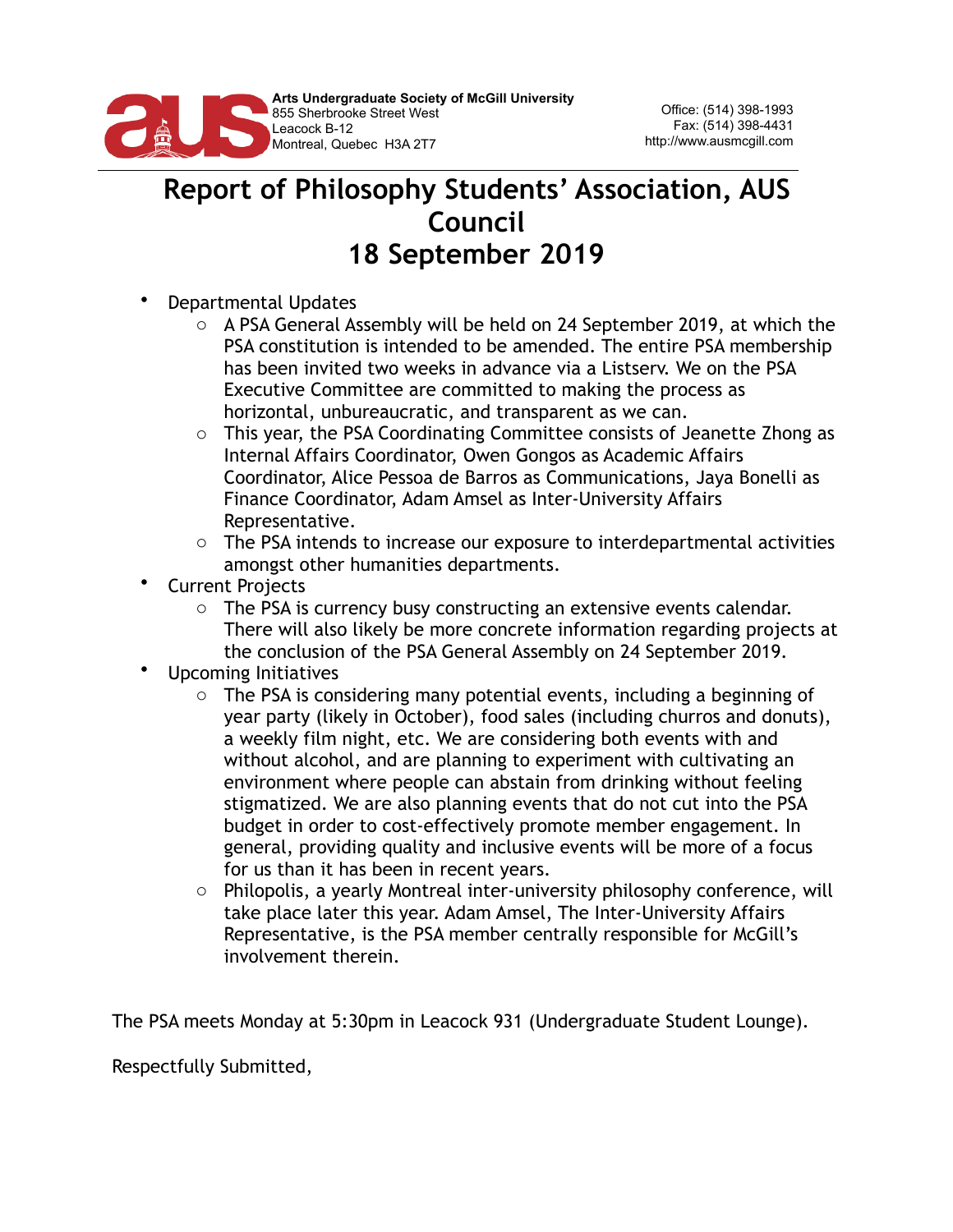Arts Undergraduate Society of McGill University
855 Sherbrooke Street West
Leacock B-12
Montreal, Quebec H3A 2T7

Office: (514) 398-1993
Fax: (514) 398-4431
http://www.ausmcgill.com

# Report of Philosophy Students' Association, AUS Council
# 18 September 2019

- Departmental Updates
  - A PSA General Assembly will be held on 24 September 2019, at which the PSA constitution is intended to be amended. The entire PSA membership has been invited two weeks in advance via a Listserv. We on the PSA Executive Committee are committed to making the process as horizontal, unbureaucratic, and transparent as we can.
  - This year, the PSA Coordinating Committee consists of Jeanette Zhong as Internal Affairs Coordinator, Owen Gongos as Academic Affairs Coordinator, Alice Pessoa de Barros as Communications, Jaya Bonelli as Finance Coordinator, Adam Amsel as Inter-University Affairs Representative.
  - The PSA intends to increase our exposure to interdepartmental activities amongst other humanities departments.
- Current Projects
  - The PSA is currency busy constructing an extensive events calendar. There will also likely be more concrete information regarding projects at the conclusion of the PSA General Assembly on 24 September 2019.
- Upcoming Initiatives
  - The PSA is considering many potential events, including a beginning of year party (likely in October), food sales (including churros and donuts), a weekly film night, etc. We are considering both events with and without alcohol, and are planning to experiment with cultivating an environment where people can abstain from drinking without feeling stigmatized. We are also planning events that do not cut into the PSA budget in order to cost-effectively promote member engagement. In general, providing quality and inclusive events will be more of a focus for us than it has been in recent years.
  - Philopolis, a yearly Montreal inter-university philosophy conference, will take place later this year. Adam Amsel, The Inter-University Affairs Representative, is the PSA member centrally responsible for McGill's involvement therein.

The PSA meets Monday at 5:30pm in Leacock 931 (Undergraduate Student Lounge).

Respectfully Submitted,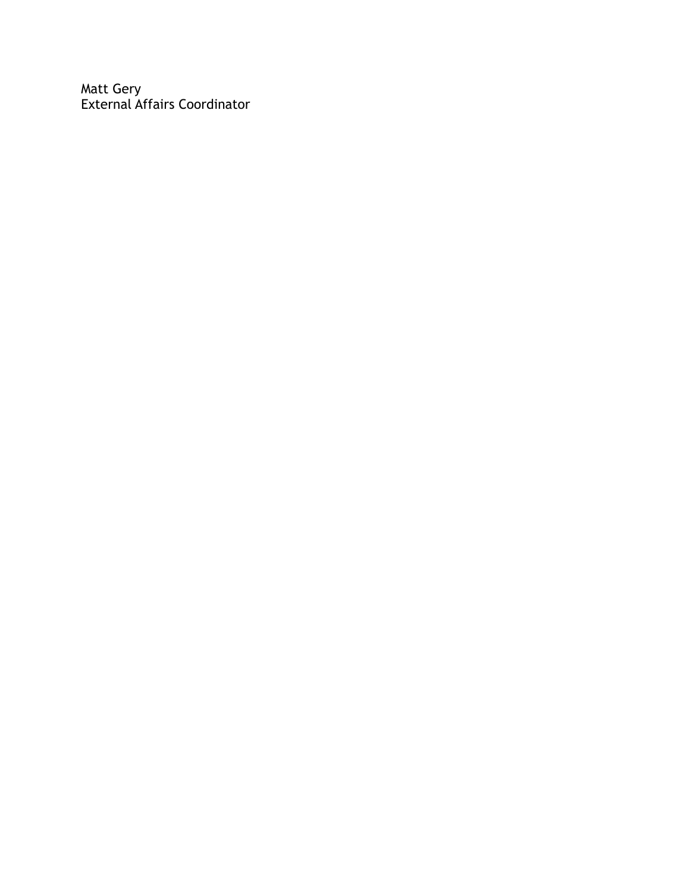Matt Gery
External Affairs Coordinator